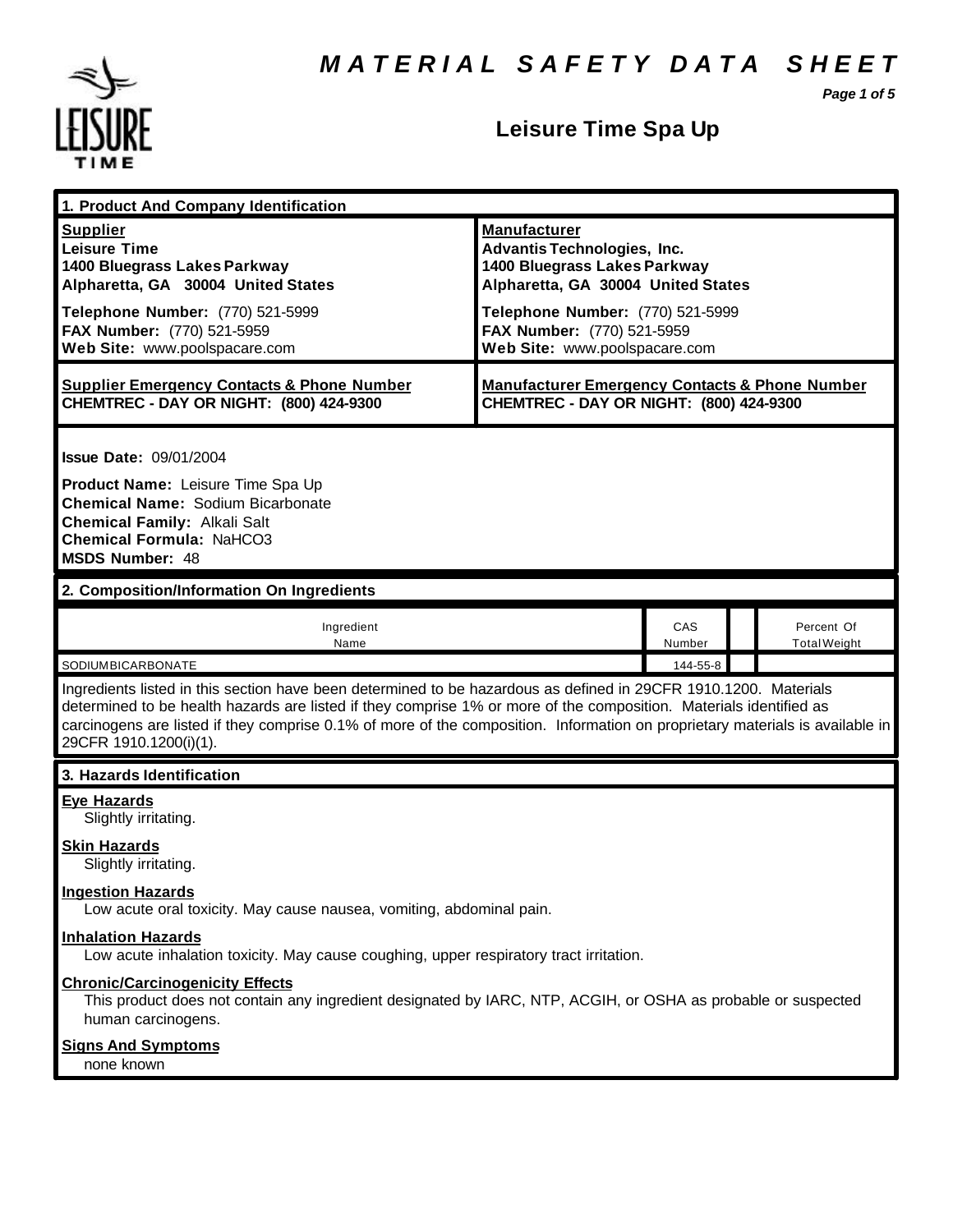# MATERIAL SAFETY DATA SHEET

## Leisure Time Spa Up

### 1. Product And Company Identification

| **Supplier** | **Manufacturer** |
|---|---|
| **Leisure Time**<br>**1400 Bluegrass Lakes Parkway**<br>**Alpharetta, GA 30004 United States** | **Advantis Technologies, Inc.**<br>**1400 Bluegrass Lakes Parkway**<br>**Alpharetta, GA 30004 United States** |
| **Telephone Number:** (770) 521-5999<br>**FAX Number:** (770) 521-5959<br>**Web Site:** www.poolspacare.com | **Telephone Number:** (770) 521-5999<br>**FAX Number:** (770) 521-5959<br>**Web Site:** www.poolspacare.com |
| **Supplier Emergency Contacts & Phone Number**<br>**CHEMTREC - DAY OR NIGHT: (800) 424-9300** | **Manufacturer Emergency Contacts & Phone Number**<br>**CHEMTREC - DAY OR NIGHT: (800) 424-9300** |

**Issue Date:** 09/01/2004

**Product Name:** Leisure Time Spa Up
**Chemical Name:** Sodium Bicarbonate
**Chemical Family:** Alkali Salt
**Chemical Formula:** $NaHCO_3$
**MSDS Number:** 48

### 2. Composition/Information On Ingredients

| Ingredient Name | CAS Number | | Percent Of Total Weight |
|---|---|---|---|
| SODIUMBICARBONATE | 144-55-8 | | |

Ingredients listed in this section have been determined to be hazardous as defined in 29CFR 1910.1200. Materials determined to be health hazards are listed if they comprise 1% or more of the composition. Materials identified as carcinogens are listed if they comprise 0.1% of more of the composition. Information on proprietary materials is available in 29CFR 1910.1200(i)(1).

### 3. Hazards Identification

**Eye Hazards**
Slightly irritating.

**Skin Hazards**
Slightly irritating.

**Ingestion Hazards**
Low acute oral toxicity. May cause nausea, vomiting, abdominal pain.

**Inhalation Hazards**
Low acute inhalation toxicity. May cause coughing, upper respiratory tract irritation.

**Chronic/Carcinogenicity Effects**
This product does not contain any ingredient designated by IARC, NTP, ACGIH, or OSHA as probable or suspected human carcinogens.

**Signs And Symptoms**
none known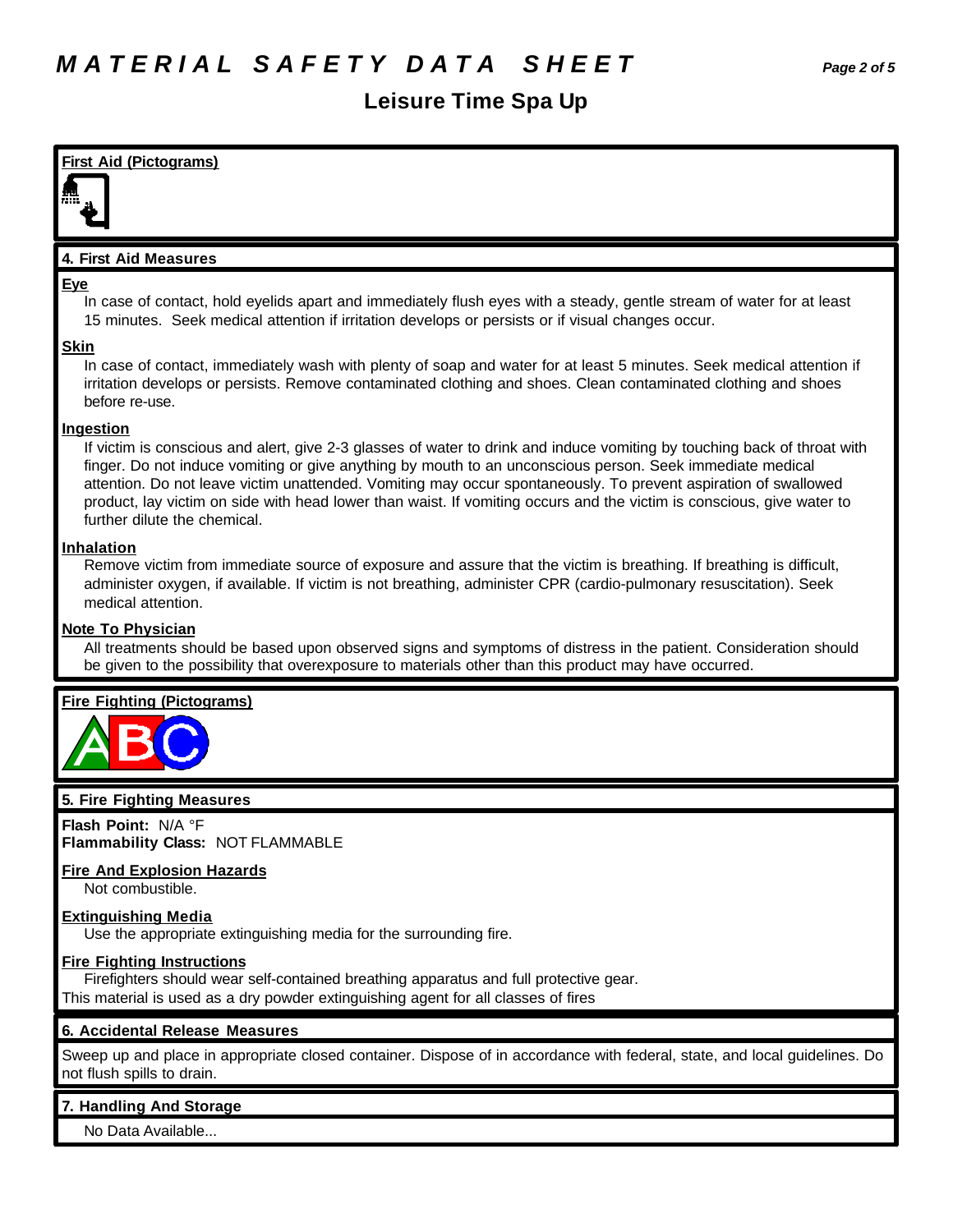# MATERIAL SAFETY DATA SHEET

## Leisure Time Spa Up

### First Aid (Pictograms)

### 4. First Aid Measures

**Eye**

In case of contact, hold eyelids apart and immediately flush eyes with a steady, gentle stream of water for at least 15 minutes. Seek medical attention if irritation develops or persists or if visual changes occur.

**Skin**

In case of contact, immediately wash with plenty of soap and water for at least 5 minutes. Seek medical attention if irritation develops or persists. Remove contaminated clothing and shoes. Clean contaminated clothing and shoes before re-use.

**Ingestion**

If victim is conscious and alert, give 2-3 glasses of water to drink and induce vomiting by touching back of throat with finger. Do not induce vomiting or give anything by mouth to an unconscious person. Seek immediate medical attention. Do not leave victim unattended. Vomiting may occur spontaneously. To prevent aspiration of swallowed product, lay victim on side with head lower than waist. If vomiting occurs and the victim is conscious, give water to further dilute the chemical.

**Inhalation**

Remove victim from immediate source of exposure and assure that the victim is breathing. If breathing is difficult, administer oxygen, if available. If victim is not breathing, administer CPR (cardio-pulmonary resuscitation). Seek medical attention.

**Note To Physician**

All treatments should be based upon observed signs and symptoms of distress in the patient. Consideration should be given to the possibility that overexposure to materials other than this product may have occurred.

### Fire Fighting (Pictograms)

### 5. Fire Fighting Measures

**Flash Point:** N/A °F
**Flammability Class:** NOT FLAMMABLE

**Fire And Explosion Hazards**

Not combustible.

**Extinguishing Media**

Use the appropriate extinguishing media for the surrounding fire.

**Fire Fighting Instructions**

Firefighters should wear self-contained breathing apparatus and full protective gear.
This material is used as a dry powder extinguishing agent for all classes of fires

### 6. Accidental Release Measures

Sweep up and place in appropriate closed container. Dispose of in accordance with federal, state, and local guidelines. Do not flush spills to drain.

### 7. Handling And Storage

No Data Available...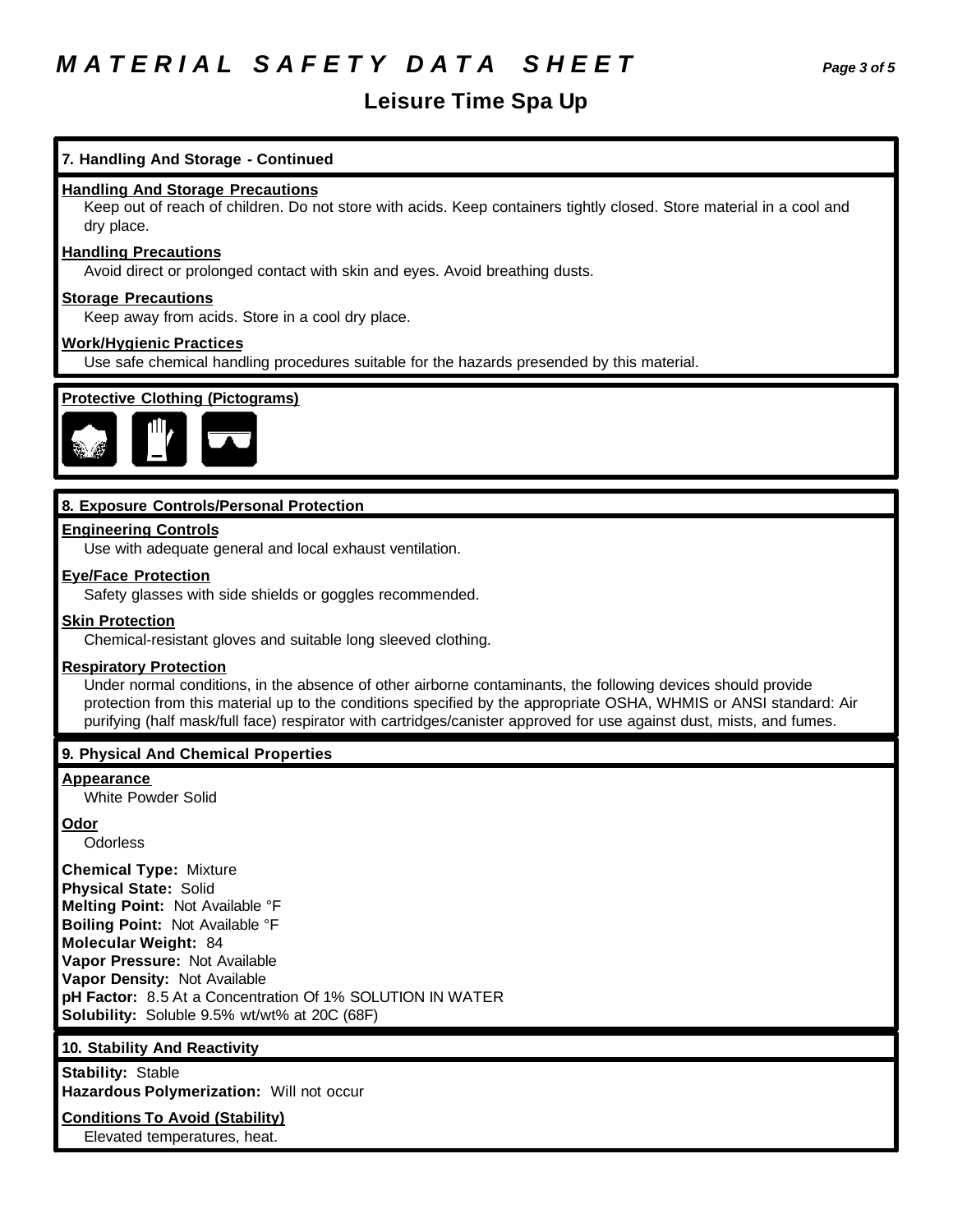# MATERIAL SAFETY DATA SHEET

## Leisure Time Spa Up

### 7. Handling And Storage - Continued

**Handling And Storage Precautions**

Keep out of reach of children. Do not store with acids. Keep containers tightly closed. Store material in a cool and dry place.

**Handling Precautions**

Avoid direct or prolonged contact with skin and eyes. Avoid breathing dusts.

**Storage Precautions**

Keep away from acids. Store in a cool dry place.

**Work/Hygienic Practices**

Use safe chemical handling procedures suitable for the hazards presended by this material.

**Protective Clothing (Pictograms)**

### 8. Exposure Controls/Personal Protection

**Engineering Controls**

Use with adequate general and local exhaust ventilation.

**Eye/Face Protection**

Safety glasses with side shields or goggles recommended.

**Skin Protection**

Chemical-resistant gloves and suitable long sleeved clothing.

**Respiratory Protection**

Under normal conditions, in the absence of other airborne contaminants, the following devices should provide protection from this material up to the conditions specified by the appropriate OSHA, WHMIS or ANSI standard: Air purifying (half mask/full face) respirator with cartridges/canister approved for use against dust, mists, and fumes.

### 9. Physical And Chemical Properties

**Appearance**

White Powder Solid

**Odor**

Odorless

**Chemical Type:** Mixture
**Physical State:** Solid
**Melting Point:** Not Available °F
**Boiling Point:** Not Available °F
**Molecular Weight:** 84
**Vapor Pressure:** Not Available
**Vapor Density:** Not Available
**pH Factor:** 8.5 At a Concentration Of 1% SOLUTION IN WATER
**Solubility:** Soluble 9.5% wt/wt% at 20C (68F)

### 10. Stability And Reactivity

**Stability:** Stable
**Hazardous Polymerization:** Will not occur

**Conditions To Avoid (Stability)**

Elevated temperatures, heat.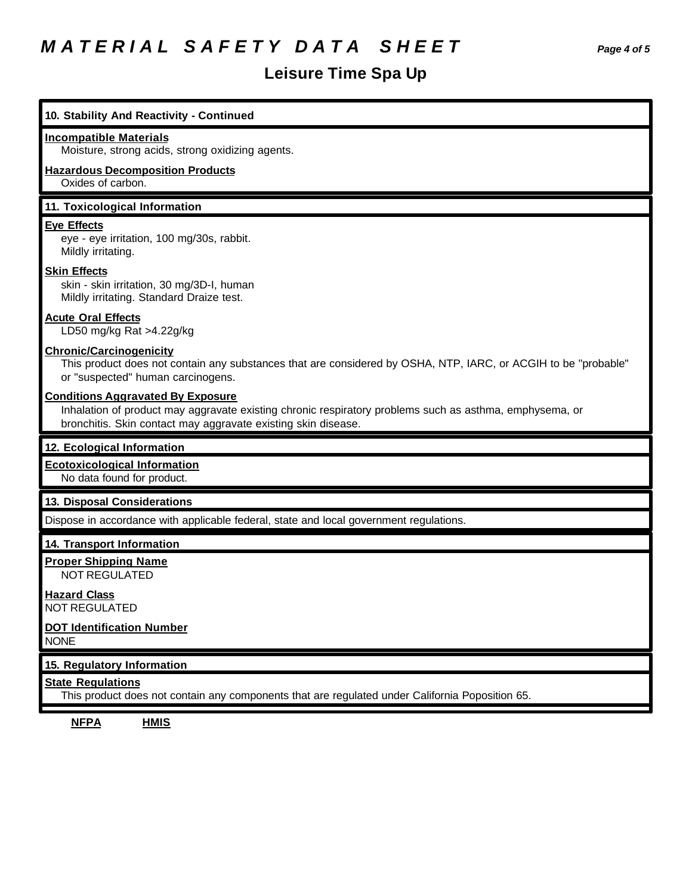## 10. Stability And Reactivity - Continued

**Incompatible Materials**
Moisture, strong acids, strong oxidizing agents.

**Hazardous Decomposition Products**
Oxides of carbon.

## 11. Toxicological Information

**Eye Effects**
eye - eye irritation, 100 mg/30s, rabbit.
Mildly irritating.

**Skin Effects**
skin - skin irritation, 30 mg/3D-I, human
Mildly irritating. Standard Draize test.

**Acute Oral Effects**
LD50 mg/kg Rat >4.22g/kg

**Chronic/Carcinogenicity**
This product does not contain any substances that are considered by OSHA, NTP, IARC, or ACGIH to be "probable" or "suspected" human carcinogens.

**Conditions Aggravated By Exposure**
Inhalation of product may aggravate existing chronic respiratory problems such as asthma, emphysema, or bronchitis. Skin contact may aggravate existing skin disease.

## 12. Ecological Information

**Ecotoxicological Information**
No data found for product.

## 13. Disposal Considerations

Dispose in accordance with applicable federal, state and local government regulations.

## 14. Transport Information

**Proper Shipping Name**
NOT REGULATED

**Hazard Class**
NOT REGULATED

**DOT Identification Number**
NONE

## 15. Regulatory Information

**State Regulations**
This product does not contain any components that are regulated under California Poposition 65.

**NFPA** **HMIS**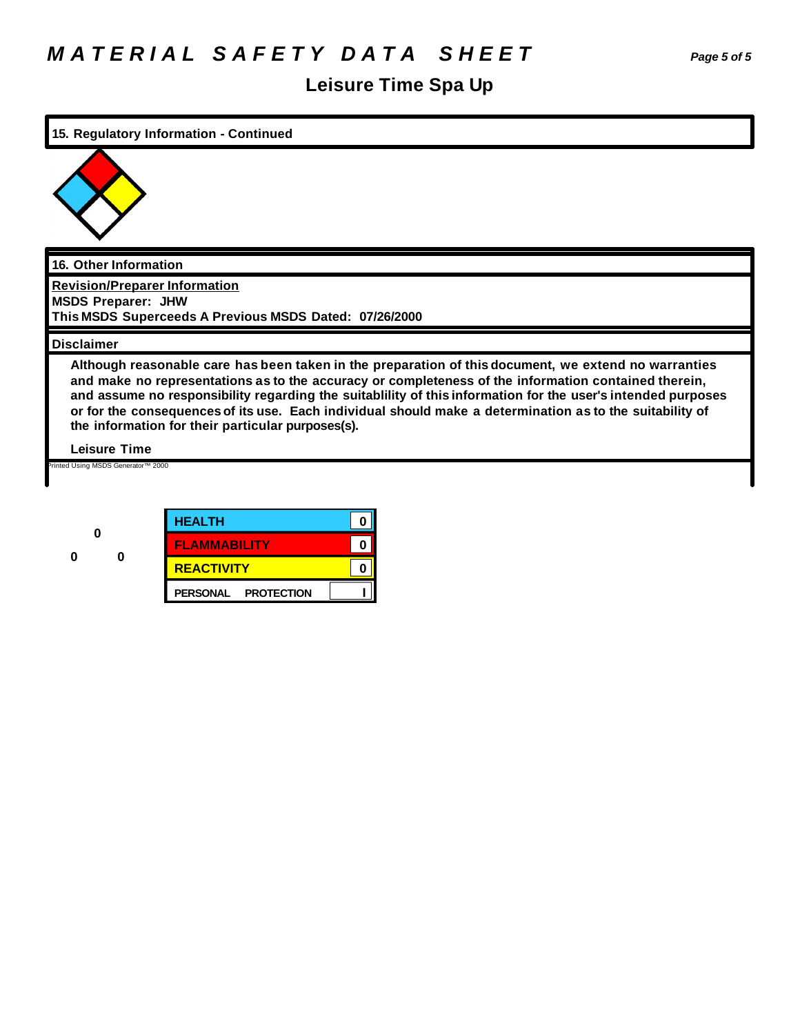# MATERIAL SAFETY DATA SHEET

## Leisure Time Spa Up

### 15. Regulatory Information - Continued

### 16. Other Information

**Revision/Preparer Information**

**MSDS Preparer: JHW**

**This MSDS Superceeds A Previous MSDS Dated: 07/26/2000**

**Disclaimer**

**Although reasonable care has been taken in the preparation of this document, we extend no warranties and make no representations as to the accuracy or completeness of the information contained therein, and assume no responsibility regarding the suitablility of this information for the user's intended purposes or for the consequences of its use. Each individual should make a determination as to the suitability of the information for their particular purposes(s).**

**Leisure Time**

Printed Using MSDS Generator™ 2000

0

0 0

| | |
|---|---|
| HEALTH | 0 |
| FLAMMABILITY | 0 |
| REACTIVITY | 0 |
| PERSONAL PROTECTION | I |